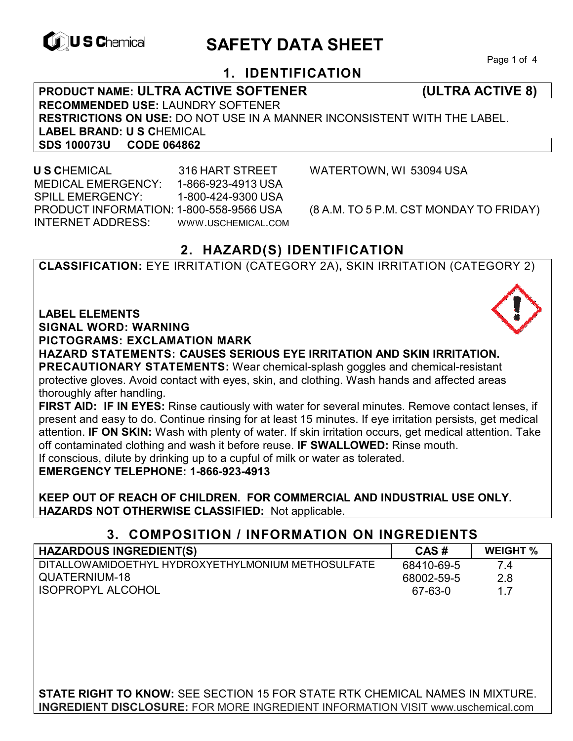# SAFETY DATA SHEET

## 1. IDENTIFICATION

**PRODUCT NAME: ULTRA ACTIVE SOFTENER (ULTRA ACTIVE 8)**
**RECOMMENDED USE:** LAUNDRY SOFTENER
**RESTRICTIONS ON USE:** DO NOT USE IN A MANNER INCONSISTENT WITH THE LABEL.
**LABEL BRAND: U S C**HEMICAL
**SDS 100073U CODE 064862**

**U S C**HEMICAL 316 HART STREET WATERTOWN, WI 53094 USA
MEDICAL EMERGENCY: 1-866-923-4913 USA
SPILL EMERGENCY: 1-800-424-9300 USA
PRODUCT INFORMATION: 1-800-558-9566 USA (8 A.M. TO 5 P.M. CST MONDAY TO FRIDAY)
INTERNET ADDRESS: WWW.USCHEMICAL.COM

## 2. HAZARD(S) IDENTIFICATION

**CLASSIFICATION:** EYE IRRITATION (CATEGORY 2A)**,** SKIN IRRITATION (CATEGORY 2)

**LABEL ELEMENTS**
**SIGNAL WORD: WARNING**
**PICTOGRAMS: EXCLAMATION MARK**
**HAZARD STATEMENTS: CAUSES SERIOUS EYE IRRITATION AND SKIN IRRITATION.**
**PRECAUTIONARY STATEMENTS:** Wear chemical-splash goggles and chemical-resistant protective gloves. Avoid contact with eyes, skin, and clothing. Wash hands and affected areas thoroughly after handling.
**FIRST AID: IF IN EYES:** Rinse cautiously with water for several minutes. Remove contact lenses, if present and easy to do. Continue rinsing for at least 15 minutes. If eye irritation persists, get medical attention. **IF ON SKIN:** Wash with plenty of water. If skin irritation occurs, get medical attention. Take off contaminated clothing and wash it before reuse. **IF SWALLOWED:** Rinse mouth.
If conscious, dilute by drinking up to a cupful of milk or water as tolerated.
**EMERGENCY TELEPHONE: 1-866-923-4913**

**KEEP OUT OF REACH OF CHILDREN. FOR COMMERCIAL AND INDUSTRIAL USE ONLY.**
**HAZARDS NOT OTHERWISE CLASSIFIED:** Not applicable.

## 3. COMPOSITION / INFORMATION ON INGREDIENTS

| HAZARDOUS INGREDIENT(S) | CAS # | WEIGHT % |
|---|---|---|
| DITALLOWAMIDOETHYL HYDROXYETHYLMONIUM METHOSULFATE | 68410-69-5 | 7.4 |
| QUATERNIUM-18 | 68002-59-5 | 2.8 |
| ISOPROPYL ALCOHOL | 67-63-0 | 1.7 |

**STATE RIGHT TO KNOW:** SEE SECTION 15 FOR STATE RTK CHEMICAL NAMES IN MIXTURE.
**INGREDIENT DISCLOSURE:** FOR MORE INGREDIENT INFORMATION VISIT www.uschemical.com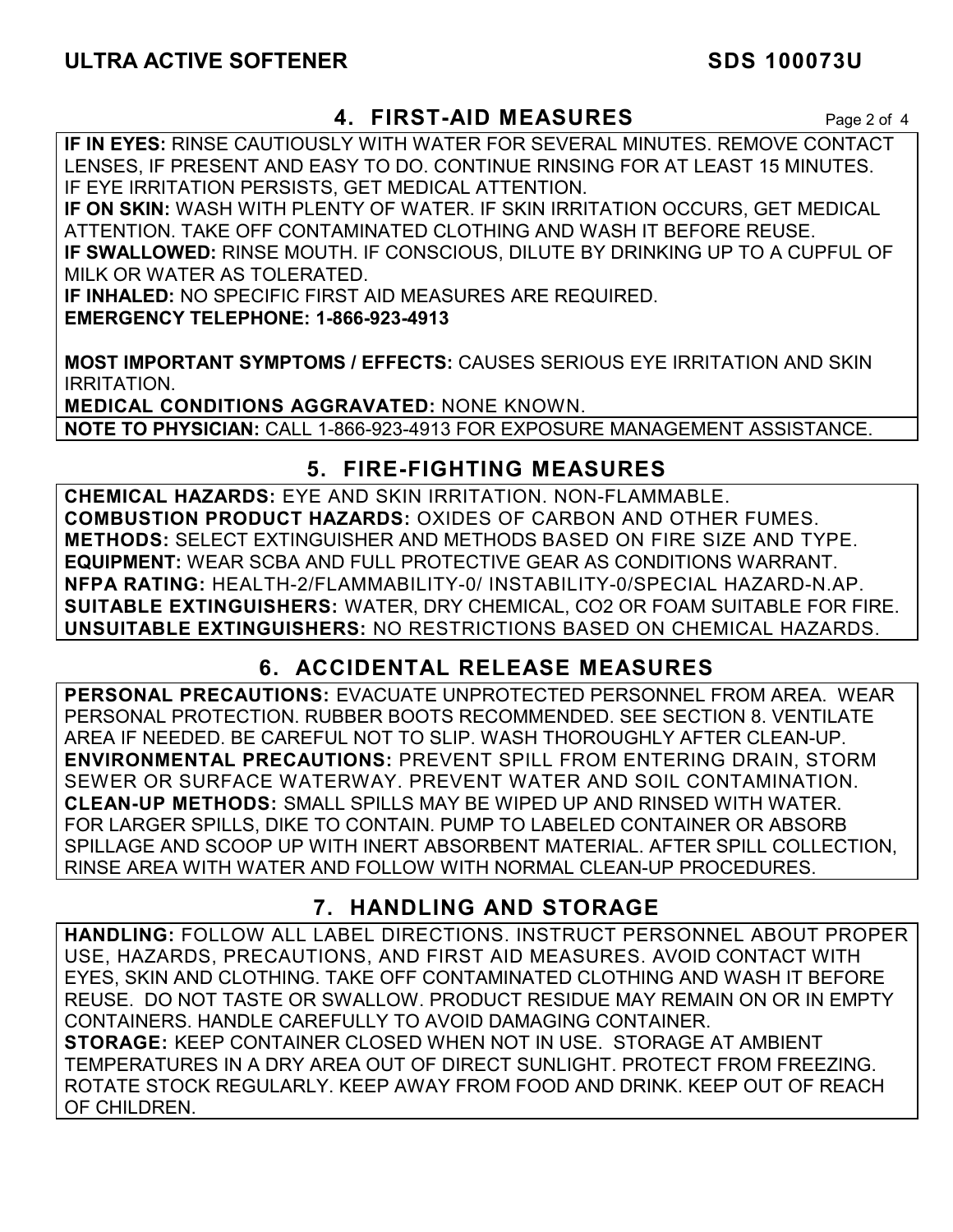## 4. FIRST-AID MEASURES

**IF IN EYES:** RINSE CAUTIOUSLY WITH WATER FOR SEVERAL MINUTES. REMOVE CONTACT LENSES, IF PRESENT AND EASY TO DO. CONTINUE RINSING FOR AT LEAST 15 MINUTES. IF EYE IRRITATION PERSISTS, GET MEDICAL ATTENTION.
**IF ON SKIN:** WASH WITH PLENTY OF WATER. IF SKIN IRRITATION OCCURS, GET MEDICAL ATTENTION. TAKE OFF CONTAMINATED CLOTHING AND WASH IT BEFORE REUSE.
**IF SWALLOWED:** RINSE MOUTH. IF CONSCIOUS, DILUTE BY DRINKING UP TO A CUPFUL OF MILK OR WATER AS TOLERATED.
**IF INHALED:** NO SPECIFIC FIRST AID MEASURES ARE REQUIRED.
**EMERGENCY TELEPHONE: 1-866-923-4913**

**MOST IMPORTANT SYMPTOMS / EFFECTS:** CAUSES SERIOUS EYE IRRITATION AND SKIN IRRITATION.
**MEDICAL CONDITIONS AGGRAVATED:** NONE KNOWN.
**NOTE TO PHYSICIAN:** CALL 1-866-923-4913 FOR EXPOSURE MANAGEMENT ASSISTANCE.

## 5. FIRE-FIGHTING MEASURES

**CHEMICAL HAZARDS:** EYE AND SKIN IRRITATION. NON-FLAMMABLE.
**COMBUSTION PRODUCT HAZARDS:** OXIDES OF CARBON AND OTHER FUMES.
**METHODS:** SELECT EXTINGUISHER AND METHODS BASED ON FIRE SIZE AND TYPE.
**EQUIPMENT:** WEAR SCBA AND FULL PROTECTIVE GEAR AS CONDITIONS WARRANT.
**NFPA RATING:** HEALTH-2/FLAMMABILITY-0/ INSTABILITY-0/SPECIAL HAZARD-N.AP.
**SUITABLE EXTINGUISHERS:** WATER, DRY CHEMICAL, CO2 OR FOAM SUITABLE FOR FIRE.
**UNSUITABLE EXTINGUISHERS:** NO RESTRICTIONS BASED ON CHEMICAL HAZARDS.

## 6. ACCIDENTAL RELEASE MEASURES

**PERSONAL PRECAUTIONS:** EVACUATE UNPROTECTED PERSONNEL FROM AREA. WEAR PERSONAL PROTECTION. RUBBER BOOTS RECOMMENDED. SEE SECTION 8. VENTILATE AREA IF NEEDED. BE CAREFUL NOT TO SLIP. WASH THOROUGHLY AFTER CLEAN-UP.
**ENVIRONMENTAL PRECAUTIONS:** PREVENT SPILL FROM ENTERING DRAIN, STORM SEWER OR SURFACE WATERWAY. PREVENT WATER AND SOIL CONTAMINATION.
**CLEAN-UP METHODS:** SMALL SPILLS MAY BE WIPED UP AND RINSED WITH WATER. FOR LARGER SPILLS, DIKE TO CONTAIN. PUMP TO LABELED CONTAINER OR ABSORB SPILLAGE AND SCOOP UP WITH INERT ABSORBENT MATERIAL. AFTER SPILL COLLECTION, RINSE AREA WITH WATER AND FOLLOW WITH NORMAL CLEAN-UP PROCEDURES.

## 7. HANDLING AND STORAGE

**HANDLING:** FOLLOW ALL LABEL DIRECTIONS. INSTRUCT PERSONNEL ABOUT PROPER USE, HAZARDS, PRECAUTIONS, AND FIRST AID MEASURES. AVOID CONTACT WITH EYES, SKIN AND CLOTHING. TAKE OFF CONTAMINATED CLOTHING AND WASH IT BEFORE REUSE. DO NOT TASTE OR SWALLOW. PRODUCT RESIDUE MAY REMAIN ON OR IN EMPTY CONTAINERS. HANDLE CAREFULLY TO AVOID DAMAGING CONTAINER.
**STORAGE:** KEEP CONTAINER CLOSED WHEN NOT IN USE. STORAGE AT AMBIENT TEMPERATURES IN A DRY AREA OUT OF DIRECT SUNLIGHT. PROTECT FROM FREEZING. ROTATE STOCK REGULARLY. KEEP AWAY FROM FOOD AND DRINK. KEEP OUT OF REACH OF CHILDREN.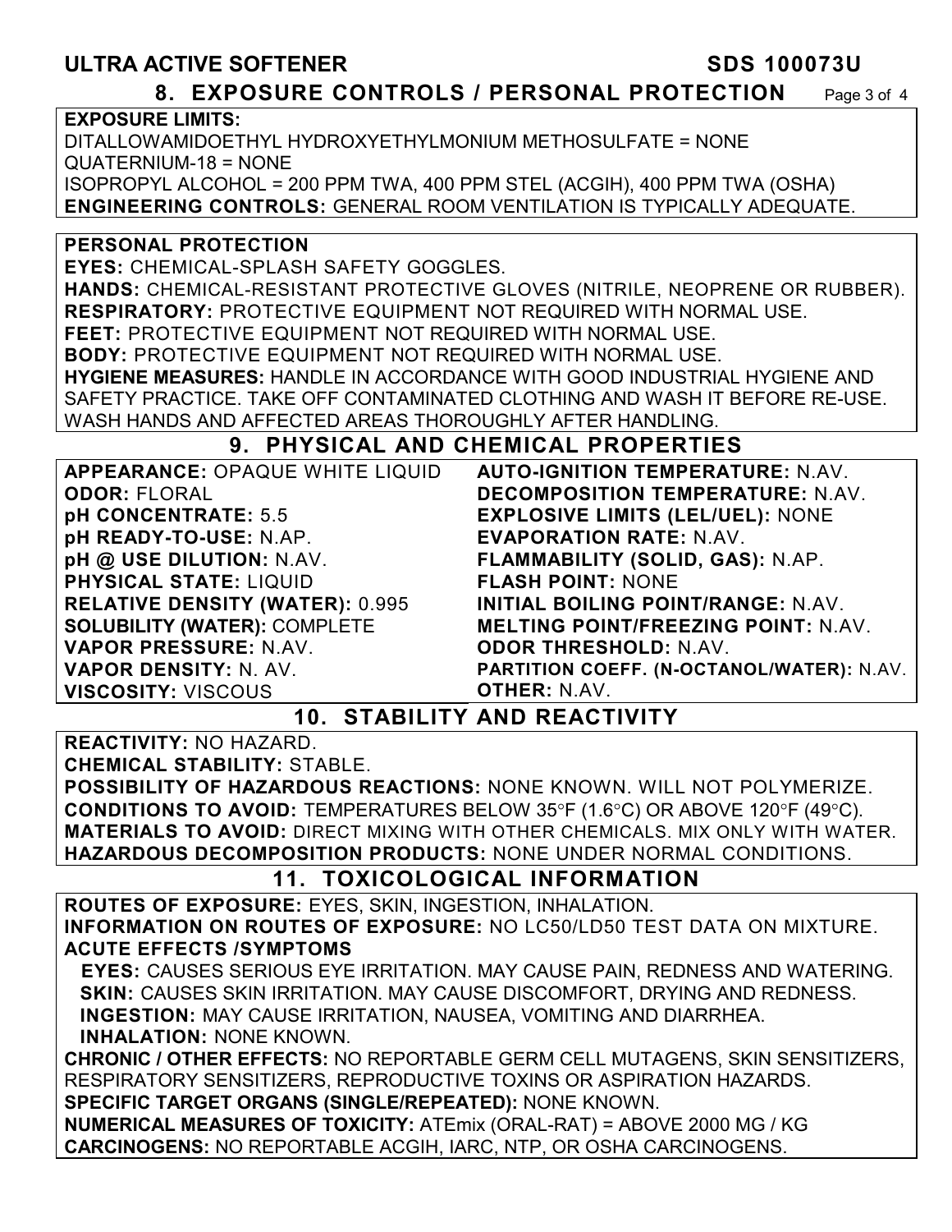## 8. EXPOSURE CONTROLS / PERSONAL PROTECTION

**EXPOSURE LIMITS:**
DITALLOWAMIDOETHYL HYDROXYETHYLMONIUM METHOSULFATE = NONE
QUATERNIUM-18 = NONE
ISOPROPYL ALCOHOL = 200 PPM TWA, 400 PPM STEL (ACGIH), 400 PPM TWA (OSHA)
**ENGINEERING CONTROLS:** GENERAL ROOM VENTILATION IS TYPICALLY ADEQUATE.

**PERSONAL PROTECTION**
**EYES:** CHEMICAL-SPLASH SAFETY GOGGLES.
**HANDS:** CHEMICAL-RESISTANT PROTECTIVE GLOVES (NITRILE, NEOPRENE OR RUBBER).
**RESPIRATORY:** PROTECTIVE EQUIPMENT NOT REQUIRED WITH NORMAL USE.
**FEET:** PROTECTIVE EQUIPMENT NOT REQUIRED WITH NORMAL USE.
**BODY:** PROTECTIVE EQUIPMENT NOT REQUIRED WITH NORMAL USE.
**HYGIENE MEASURES:** HANDLE IN ACCORDANCE WITH GOOD INDUSTRIAL HYGIENE AND SAFETY PRACTICE. TAKE OFF CONTAMINATED CLOTHING AND WASH IT BEFORE RE-USE. WASH HANDS AND AFFECTED AREAS THOROUGHLY AFTER HANDLING.

## 9. PHYSICAL AND CHEMICAL PROPERTIES

**APPEARANCE:** OPAQUE WHITE LIQUID
**ODOR:** FLORAL
**pH CONCENTRATE:** 5.5
**pH READY-TO-USE:** N.AP.
**pH @ USE DILUTION:** N.AV.
**PHYSICAL STATE:** LIQUID
**RELATIVE DENSITY (WATER):** 0.995
**SOLUBILITY (WATER):** COMPLETE
**VAPOR PRESSURE:** N.AV.
**VAPOR DENSITY:** N. AV.
**VISCOSITY:** VISCOUS
**AUTO-IGNITION TEMPERATURE:** N.AV.
**DECOMPOSITION TEMPERATURE:** N.AV.
**EXPLOSIVE LIMITS (LEL/UEL):** NONE
**EVAPORATION RATE:** N.AV.
**FLAMMABILITY (SOLID, GAS):** N.AP.
**FLASH POINT:** NONE
**INITIAL BOILING POINT/RANGE:** N.AV.
**MELTING POINT/FREEZING POINT:** N.AV.
**ODOR THRESHOLD:** N.AV.
**PARTITION COEFF. (N-OCTANOL/WATER):** N.AV.
**OTHER:** N.AV.

## 10. STABILITY AND REACTIVITY

**REACTIVITY:** NO HAZARD.
**CHEMICAL STABILITY:** STABLE.
**POSSIBILITY OF HAZARDOUS REACTIONS:** NONE KNOWN. WILL NOT POLYMERIZE.
**CONDITIONS TO AVOID:** TEMPERATURES BELOW 35°F (1.6°C) OR ABOVE 120°F (49°C).
**MATERIALS TO AVOID:** DIRECT MIXING WITH OTHER CHEMICALS. MIX ONLY WITH WATER.
**HAZARDOUS DECOMPOSITION PRODUCTS:** NONE UNDER NORMAL CONDITIONS.

## 11. TOXICOLOGICAL INFORMATION

**ROUTES OF EXPOSURE:** EYES, SKIN, INGESTION, INHALATION.
**INFORMATION ON ROUTES OF EXPOSURE:** NO LC50/LD50 TEST DATA ON MIXTURE.
**ACUTE EFFECTS /SYMPTOMS**
**EYES:** CAUSES SERIOUS EYE IRRITATION. MAY CAUSE PAIN, REDNESS AND WATERING.
**SKIN:** CAUSES SKIN IRRITATION. MAY CAUSE DISCOMFORT, DRYING AND REDNESS.
**INGESTION:** MAY CAUSE IRRITATION, NAUSEA, VOMITING AND DIARRHEA.
**INHALATION:** NONE KNOWN.
**CHRONIC / OTHER EFFECTS:** NO REPORTABLE GERM CELL MUTAGENS, SKIN SENSITIZERS, RESPIRATORY SENSITIZERS, REPRODUCTIVE TOXINS OR ASPIRATION HAZARDS.
**SPECIFIC TARGET ORGANS (SINGLE/REPEATED):** NONE KNOWN.
**NUMERICAL MEASURES OF TOXICITY:** ATEmix (ORAL-RAT) = ABOVE 2000 MG / KG
**CARCINOGENS:** NO REPORTABLE ACGIH, IARC, NTP, OR OSHA CARCINOGENS.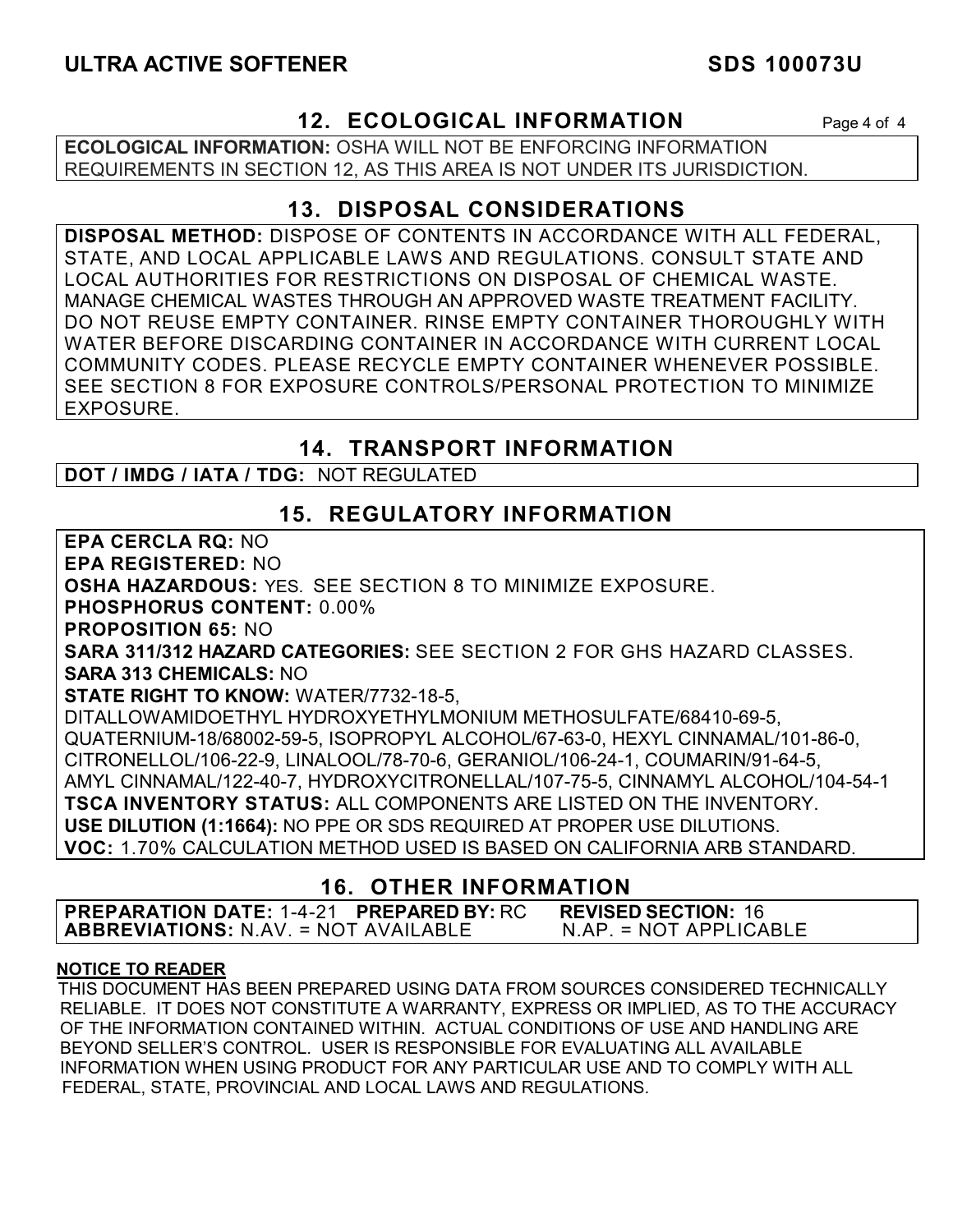## 12. ECOLOGICAL INFORMATION

**ECOLOGICAL INFORMATION:** OSHA WILL NOT BE ENFORCING INFORMATION REQUIREMENTS IN SECTION 12, AS THIS AREA IS NOT UNDER ITS JURISDICTION.

## 13. DISPOSAL CONSIDERATIONS

**DISPOSAL METHOD:** DISPOSE OF CONTENTS IN ACCORDANCE WITH ALL FEDERAL, STATE, AND LOCAL APPLICABLE LAWS AND REGULATIONS. CONSULT STATE AND LOCAL AUTHORITIES FOR RESTRICTIONS ON DISPOSAL OF CHEMICAL WASTE. MANAGE CHEMICAL WASTES THROUGH AN APPROVED WASTE TREATMENT FACILITY. DO NOT REUSE EMPTY CONTAINER. RINSE EMPTY CONTAINER THOROUGHLY WITH WATER BEFORE DISCARDING CONTAINER IN ACCORDANCE WITH CURRENT LOCAL COMMUNITY CODES. PLEASE RECYCLE EMPTY CONTAINER WHENEVER POSSIBLE. SEE SECTION 8 FOR EXPOSURE CONTROLS/PERSONAL PROTECTION TO MINIMIZE EXPOSURE.

## 14. TRANSPORT INFORMATION

**DOT / IMDG / IATA / TDG:** NOT REGULATED

## 15. REGULATORY INFORMATION

**EPA CERCLA RQ:** NO
**EPA REGISTERED:** NO
**OSHA HAZARDOUS:** YES. SEE SECTION 8 TO MINIMIZE EXPOSURE.
**PHOSPHORUS CONTENT:** 0.00%
**PROPOSITION 65:** NO
**SARA 311/312 HAZARD CATEGORIES:** SEE SECTION 2 FOR GHS HAZARD CLASSES.
**SARA 313 CHEMICALS:** NO
**STATE RIGHT TO KNOW:** WATER/7732-18-5, DITALLOWAMIDOETHYL HYDROXYETHYLMONIUM METHOSULFATE/68410-69-5, QUATERNIUM-18/68002-59-5, ISOPROPYL ALCOHOL/67-63-0, HEXYL CINNAMAL/101-86-0, CITRONELLOL/106-22-9, LINALOOL/78-70-6, GERANIOL/106-24-1, COUMARIN/91-64-5, AMYL CINNAMAL/122-40-7, HYDROXYCITRONELLAL/107-75-5, CINNAMYL ALCOHOL/104-54-1
**TSCA INVENTORY STATUS:** ALL COMPONENTS ARE LISTED ON THE INVENTORY.
**USE DILUTION (1:1664):** NO PPE OR SDS REQUIRED AT PROPER USE DILUTIONS.
**VOC:** 1.70% CALCULATION METHOD USED IS BASED ON CALIFORNIA ARB STANDARD.

## 16. OTHER INFORMATION

**PREPARATION DATE:** 1-4-21 **PREPARED BY:** RC **REVISED SECTION:** 16
**ABBREVIATIONS:** N.AV. = NOT AVAILABLE N.AP. = NOT APPLICABLE

**NOTICE TO READER**

THIS DOCUMENT HAS BEEN PREPARED USING DATA FROM SOURCES CONSIDERED TECHNICALLY RELIABLE. IT DOES NOT CONSTITUTE A WARRANTY, EXPRESS OR IMPLIED, AS TO THE ACCURACY OF THE INFORMATION CONTAINED WITHIN. ACTUAL CONDITIONS OF USE AND HANDLING ARE BEYOND SELLER'S CONTROL. USER IS RESPONSIBLE FOR EVALUATING ALL AVAILABLE INFORMATION WHEN USING PRODUCT FOR ANY PARTICULAR USE AND TO COMPLY WITH ALL FEDERAL, STATE, PROVINCIAL AND LOCAL LAWS AND REGULATIONS.